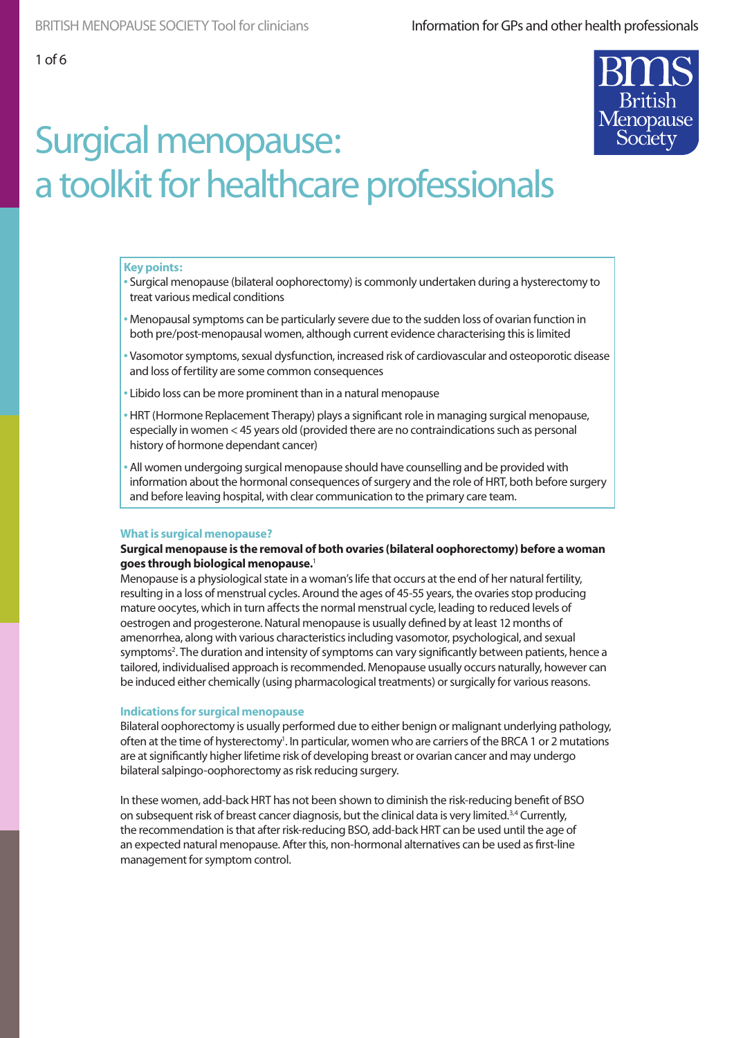# Surgical menopause: a toolkit for healthcare professionals

**Key points:**

- Surgical menopause (bilateral oophorectomy) is commonly undertaken during a hysterectomy to treat various medical conditions
- Menopausal symptoms can be particularly severe due to the sudden loss of ovarian function in both pre/post-menopausal women, although current evidence characterising this is limited
- Vasomotor symptoms, sexual dysfunction, increased risk of cardiovascular and osteoporotic disease and loss of fertility are some common consequences
- Libido loss can be more prominent than in a natural menopause
- HRT (Hormone Replacement Therapy) plays a significant role in managing surgical menopause, especially in women < 45 years old (provided there are no contraindications such as personal history of hormone dependant cancer)
- All women undergoing surgical menopause should have counselling and be provided with information about the hormonal consequences of surgery and the role of HRT, both before surgery and before leaving hospital, with clear communication to the primary care team.

## What is surgical menopause?

**Surgical menopause is the removal of both ovaries (bilateral oophorectomy) before a woman goes through biological menopause.**[1]

Menopause is a physiological state in a woman's life that occurs at the end of her natural fertility, resulting in a loss of menstrual cycles. Around the ages of 45-55 years, the ovaries stop producing mature oocytes, which in turn affects the normal menstrual cycle, leading to reduced levels of oestrogen and progesterone. Natural menopause is usually defined by at least 12 months of amenorrhea, along with various characteristics including vasomotor, psychological, and sexual symptoms[2]. The duration and intensity of symptoms can vary significantly between patients, hence a tailored, individualised approach is recommended. Menopause usually occurs naturally, however can be induced either chemically (using pharmacological treatments) or surgically for various reasons.

## Indications for surgical menopause

Bilateral oophorectomy is usually performed due to either benign or malignant underlying pathology, often at the time of hysterectomy[1]. In particular, women who are carriers of the BRCA 1 or 2 mutations are at significantly higher lifetime risk of developing breast or ovarian cancer and may undergo bilateral salpingo-oophorectomy as risk reducing surgery.

In these women, add-back HRT has not been shown to diminish the risk-reducing benefit of BSO on subsequent risk of breast cancer diagnosis, but the clinical data is very limited.[3,4] Currently, the recommendation is that after risk-reducing BSO, add-back HRT can be used until the age of an expected natural menopause. After this, non-hormonal alternatives can be used as first-line management for symptom control.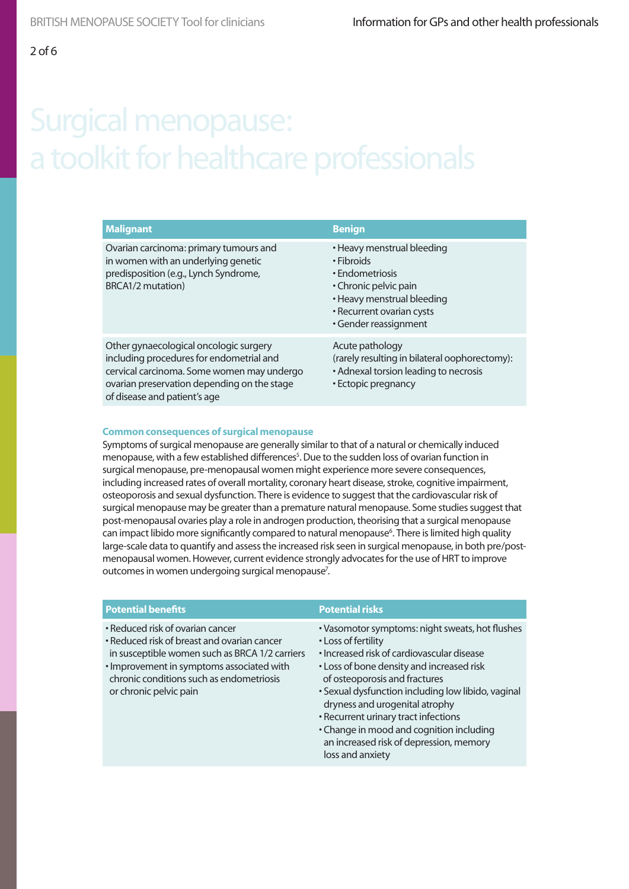# Surgical menopause: a toolkit for healthcare professionals

| Malignant | Benign |
|---|---|
| Ovarian carcinoma: primary tumours and in women with an underlying genetic predisposition (e.g., Lynch Syndrome, BRCA1/2 mutation) | • Heavy menstrual bleeding<br>• Fibroids<br>• Endometriosis<br>• Chronic pelvic pain<br>• Heavy menstrual bleeding<br>• Recurrent ovarian cysts<br>• Gender reassignment |
| Other gynaecological oncologic surgery including procedures for endometrial and cervical carcinoma. Some women may undergo ovarian preservation depending on the stage of disease and patient's age | Acute pathology (rarely resulting in bilateral oophorectomy):<br>• Adnexal torsion leading to necrosis<br>• Ectopic pregnancy |

### Common consequences of surgical menopause

Symptoms of surgical menopause are generally similar to that of a natural or chemically induced menopause, with a few established differences[5]. Due to the sudden loss of ovarian function in surgical menopause, pre-menopausal women might experience more severe consequences, including increased rates of overall mortality, coronary heart disease, stroke, cognitive impairment, osteoporosis and sexual dysfunction. There is evidence to suggest that the cardiovascular risk of surgical menopause may be greater than a premature natural menopause. Some studies suggest that post-menopausal ovaries play a role in androgen production, theorising that a surgical menopause can impact libido more significantly compared to natural menopause[6]. There is limited high quality large-scale data to quantify and assess the increased risk seen in surgical menopause, in both pre/post-menopausal women. However, current evidence strongly advocates for the use of HRT to improve outcomes in women undergoing surgical menopause[7].

| Potential benefits | Potential risks |
|---|---|
| • Reduced risk of ovarian cancer<br>• Reduced risk of breast and ovarian cancer in susceptible women such as BRCA 1/2 carriers<br>• Improvement in symptoms associated with chronic conditions such as endometriosis or chronic pelvic pain | • Vasomotor symptoms: night sweats, hot flushes<br>• Loss of fertility<br>• Increased risk of cardiovascular disease<br>• Loss of bone density and increased risk of osteoporosis and fractures<br>• Sexual dysfunction including low libido, vaginal dryness and urogenital atrophy<br>• Recurrent urinary tract infections<br>• Change in mood and cognition including an increased risk of depression, memory loss and anxiety |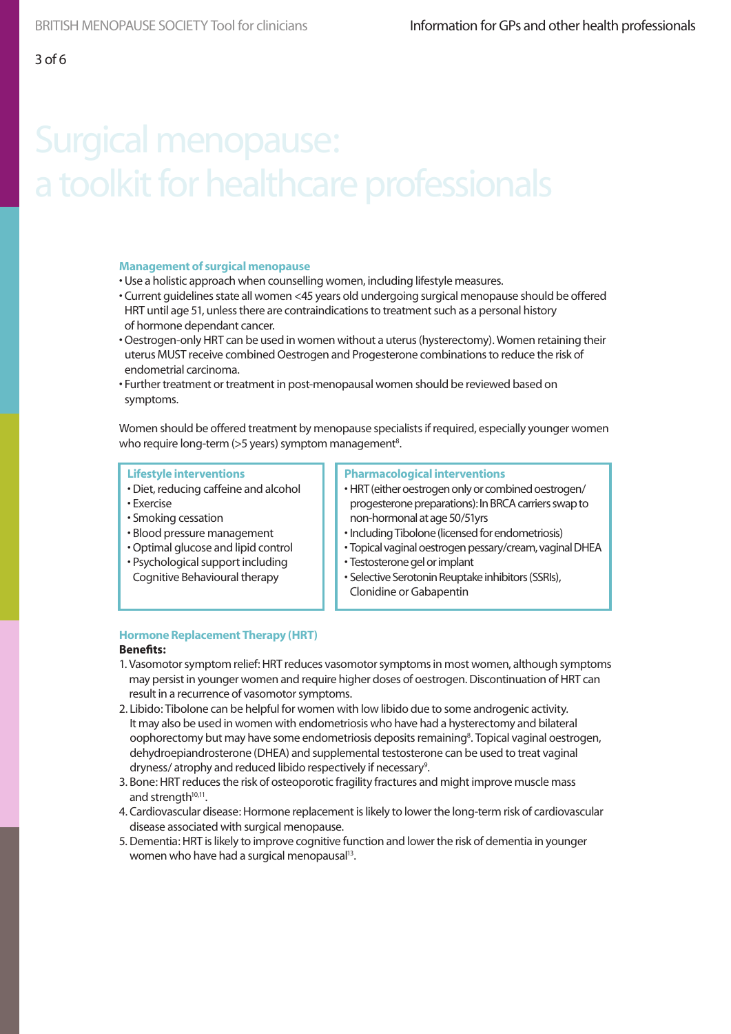# Surgical menopause: a toolkit for healthcare professionals

### Management of surgical menopause

- Use a holistic approach when counselling women, including lifestyle measures.
- Current guidelines state all women <45 years old undergoing surgical menopause should be offered HRT until age 51, unless there are contraindications to treatment such as a personal history of hormone dependant cancer.
- Oestrogen-only HRT can be used in women without a uterus (hysterectomy). Women retaining their uterus MUST receive combined Oestrogen and Progesterone combinations to reduce the risk of endometrial carcinoma.
- Further treatment or treatment in post-menopausal women should be reviewed based on symptoms.

Women should be offered treatment by menopause specialists if required, especially younger women who require long-term (>5 years) symptom management[8].

### Lifestyle interventions

- Diet, reducing caffeine and alcohol
- Exercise
- Smoking cessation
- Blood pressure management
- Optimal glucose and lipid control
- Psychological support including Cognitive Behavioural therapy

### Pharmacological interventions

- HRT (either oestrogen only or combined oestrogen/ progesterone preparations): In BRCA carriers swap to non-hormonal at age 50/51yrs
- Including Tibolone (licensed for endometriosis)
- Topical vaginal oestrogen pessary/cream, vaginal DHEA
- Testosterone gel or implant
- Selective Serotonin Reuptake inhibitors (SSRIs), Clonidine or Gabapentin

### Hormone Replacement Therapy (HRT)

**Benefits:**

1. Vasomotor symptom relief: HRT reduces vasomotor symptoms in most women, although symptoms may persist in younger women and require higher doses of oestrogen. Discontinuation of HRT can result in a recurrence of vasomotor symptoms.
2. Libido: Tibolone can be helpful for women with low libido due to some androgenic activity. It may also be used in women with endometriosis who have had a hysterectomy and bilateral oophorectomy but may have some endometriosis deposits remaining[8]. Topical vaginal oestrogen, dehydroepiandrosterone (DHEA) and supplemental testosterone can be used to treat vaginal dryness/ atrophy and reduced libido respectively if necessary[9].
3. Bone: HRT reduces the risk of osteoporotic fragility fractures and might improve muscle mass and strength[10,11].
4. Cardiovascular disease: Hormone replacement is likely to lower the long-term risk of cardiovascular disease associated with surgical menopause.
5. Dementia: HRT is likely to improve cognitive function and lower the risk of dementia in younger women who have had a surgical menopausal[13].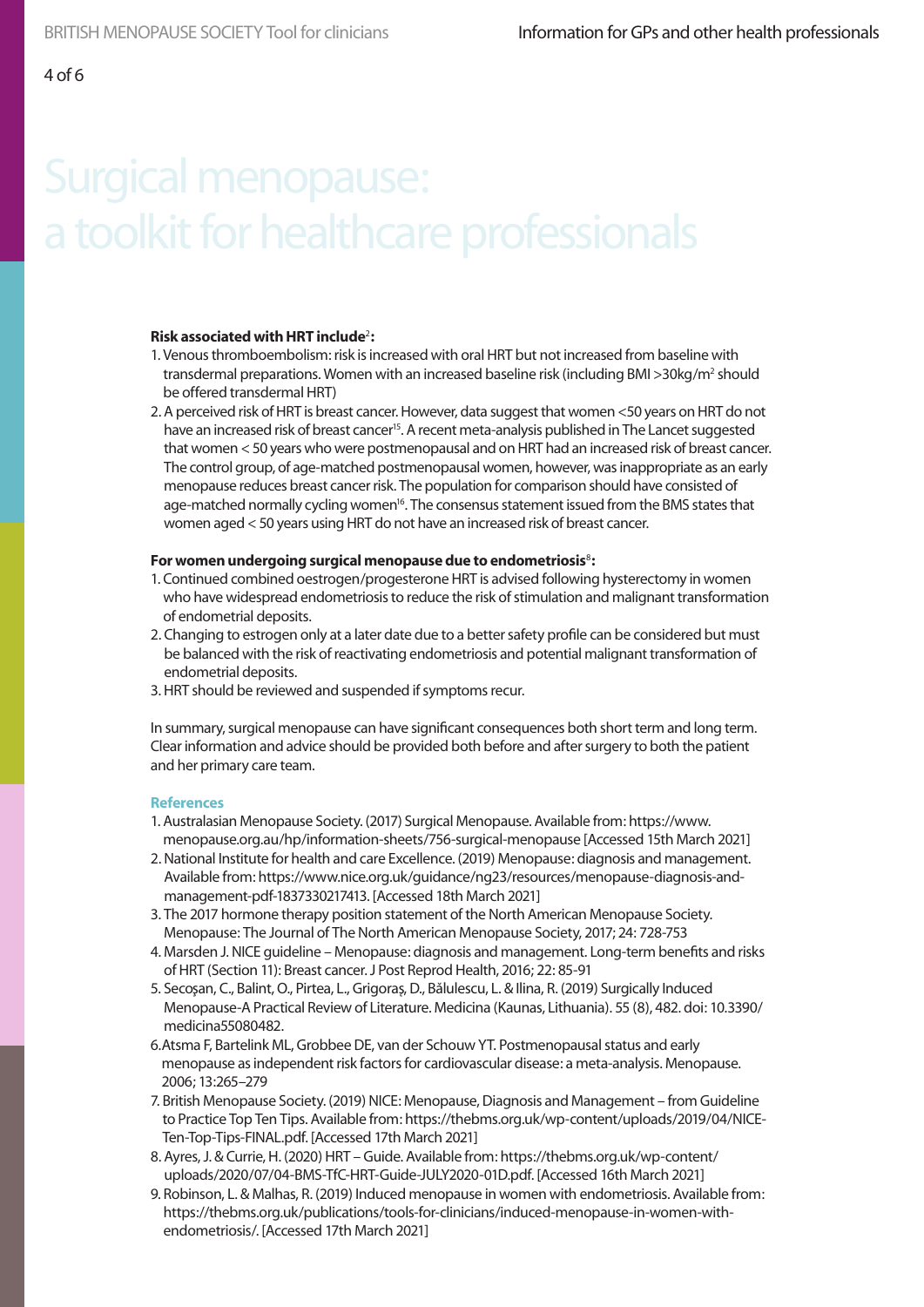# Surgical menopause: a toolkit for healthcare professionals

**Risk associated with HRT include[2]:**

1. Venous thromboembolism: risk is increased with oral HRT but not increased from baseline with transdermal preparations. Women with an increased baseline risk (including BMI >30kg/m$^2$ should be offered transdermal HRT)
2. A perceived risk of HRT is breast cancer. However, data suggest that women <50 years on HRT do not have an increased risk of breast cancer[15]. A recent meta-analysis published in The Lancet suggested that women < 50 years who were postmenopausal and on HRT had an increased risk of breast cancer. The control group, of age-matched postmenopausal women, however, was inappropriate as an early menopause reduces breast cancer risk. The population for comparison should have consisted of age-matched normally cycling women[16]. The consensus statement issued from the BMS states that women aged < 50 years using HRT do not have an increased risk of breast cancer.

**For women undergoing surgical menopause due to endometriosis[8]:**

1. Continued combined oestrogen/progesterone HRT is advised following hysterectomy in women who have widespread endometriosis to reduce the risk of stimulation and malignant transformation of endometrial deposits.
2. Changing to estrogen only at a later date due to a better safety profile can be considered but must be balanced with the risk of reactivating endometriosis and potential malignant transformation of endometrial deposits.
3. HRT should be reviewed and suspended if symptoms recur.

In summary, surgical menopause can have significant consequences both short term and long term. Clear information and advice should be provided both before and after surgery to both the patient and her primary care team.

### References

1. Australasian Menopause Society. (2017) Surgical Menopause. Available from: https://www.menopause.org.au/hp/information-sheets/756-surgical-menopause [Accessed 15th March 2021]
2. National Institute for health and care Excellence. (2019) Menopause: diagnosis and management. Available from: https://www.nice.org.uk/guidance/ng23/resources/menopause-diagnosis-and-management-pdf-1837330217413. [Accessed 18th March 2021]
3. The 2017 hormone therapy position statement of the North American Menopause Society. Menopause: The Journal of The North American Menopause Society, 2017; 24: 728-753
4. Marsden J. NICE guideline – Menopause: diagnosis and management. Long-term benefits and risks of HRT (Section 11): Breast cancer. J Post Reprod Health, 2016; 22: 85-91
5. Secoșan, C., Balint, O., Pirtea, L., Grigoraș, D., Bălulescu, L. & Ilina, R. (2019) Surgically Induced Menopause-A Practical Review of Literature. Medicina (Kaunas, Lithuania). 55 (8), 482. doi: 10.3390/medicina55080482.
6. Atsma F, Bartelink ML, Grobbee DE, van der Schouw YT. Postmenopausal status and early menopause as independent risk factors for cardiovascular disease: a meta-analysis. Menopause. 2006; 13:265–279
7. British Menopause Society. (2019) NICE: Menopause, Diagnosis and Management – from Guideline to Practice Top Ten Tips. Available from: https://thebms.org.uk/wp-content/uploads/2019/04/NICE-Ten-Top-Tips-FINAL.pdf. [Accessed 17th March 2021]
8. Ayres, J. & Currie, H. (2020) HRT – Guide. Available from: https://thebms.org.uk/wp-content/uploads/2020/07/04-BMS-TfC-HRT-Guide-JULY2020-01D.pdf. [Accessed 16th March 2021]
9. Robinson, L. & Malhas, R. (2019) Induced menopause in women with endometriosis. Available from: https://thebms.org.uk/publications/tools-for-clinicians/induced-menopause-in-women-with-endometriosis/. [Accessed 17th March 2021]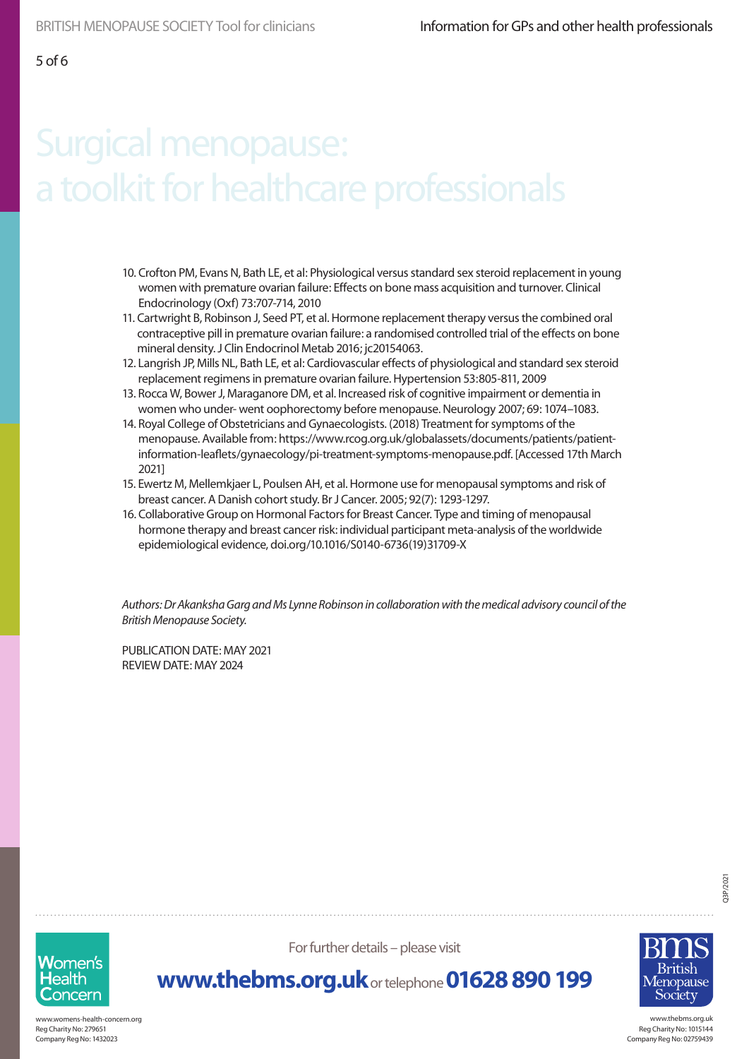# Surgical menopause: a toolkit for healthcare professionals

10. Crofton PM, Evans N, Bath LE, et al: Physiological versus standard sex steroid replacement in young women with premature ovarian failure: Effects on bone mass acquisition and turnover. Clinical Endocrinology (Oxf) 73:707-714, 2010
11. Cartwright B, Robinson J, Seed PT, et al. Hormone replacement therapy versus the combined oral contraceptive pill in premature ovarian failure: a randomised controlled trial of the effects on bone mineral density. J Clin Endocrinol Metab 2016; jc20154063.
12. Langrish JP, Mills NL, Bath LE, et al: Cardiovascular effects of physiological and standard sex steroid replacement regimens in premature ovarian failure. Hypertension 53:805-811, 2009
13. Rocca W, Bower J, Maraganore DM, et al. Increased risk of cognitive impairment or dementia in women who under- went oophorectomy before menopause. Neurology 2007; 69: 1074–1083.
14. Royal College of Obstetricians and Gynaecologists. (2018) Treatment for symptoms of the menopause. Available from: https://www.rcog.org.uk/globalassets/documents/patients/patient-information-leaflets/gynaecology/pi-treatment-symptoms-menopause.pdf. [Accessed 17th March 2021]
15. Ewertz M, Mellemkjaer L, Poulsen AH, et al. Hormone use for menopausal symptoms and risk of breast cancer. A Danish cohort study. Br J Cancer. 2005; 92(7): 1293-1297.
16. Collaborative Group on Hormonal Factors for Breast Cancer. Type and timing of menopausal hormone therapy and breast cancer risk: individual participant meta-analysis of the worldwide epidemiological evidence, doi.org/10.1016/S0140-6736(19)31709-X

*Authors: Dr Akanksha Garg and Ms Lynne Robinson in collaboration with the medical advisory council of the British Menopause Society.*

PUBLICATION DATE: MAY 2021
REVIEW DATE: MAY 2024

For further details – please visit

**www.thebms.org.uk** or telephone **01628 890 199**